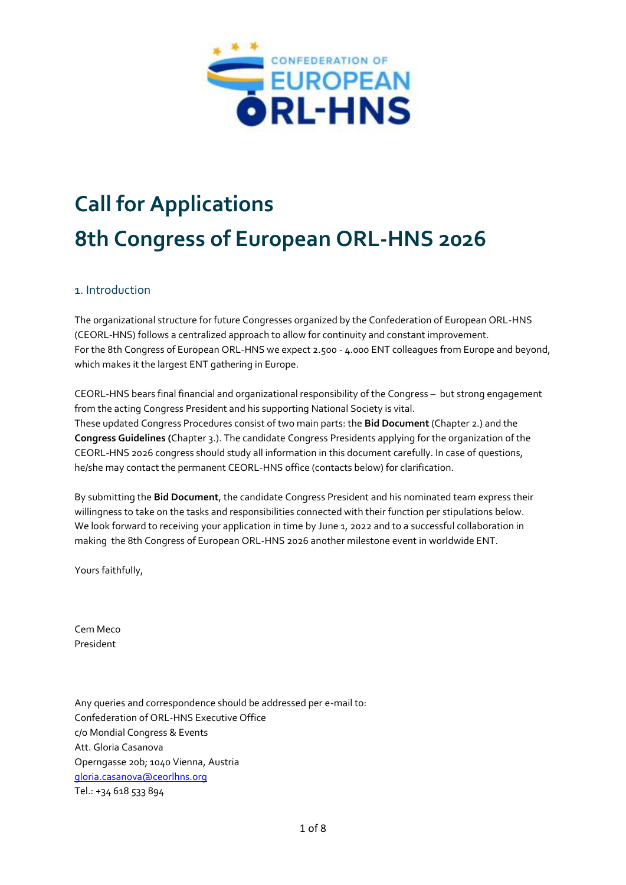# Call for Applications

# 8th Congress of European ORL-HNS 2026

## 1. Introduction

The organizational structure for future Congresses organized by the Confederation of European ORL-HNS (CEORL-HNS) follows a centralized approach to allow for continuity and constant improvement.
For the 8th Congress of European ORL-HNS we expect 2.500 - 4.000 ENT colleagues from Europe and beyond, which makes it the largest ENT gathering in Europe.

CEORL-HNS bears final financial and organizational responsibility of the Congress – but strong engagement from the acting Congress President and his supporting National Society is vital.
These updated Congress Procedures consist of two main parts: the **Bid Document** (Chapter 2.) and the **Congress Guidelines (**Chapter 3.). The candidate Congress Presidents applying for the organization of the CEORL-HNS 2026 congress should study all information in this document carefully. In case of questions, he/she may contact the permanent CEORL-HNS office (contacts below) for clarification.

By submitting the **Bid Document**, the candidate Congress President and his nominated team express their willingness to take on the tasks and responsibilities connected with their function per stipulations below.
We look forward to receiving your application in time by June 1, 2022 and to a successful collaboration in making the 8th Congress of European ORL-HNS 2026 another milestone event in worldwide ENT.

Yours faithfully,

Cem Meco
President

Any queries and correspondence should be addressed per e-mail to:
Confederation of ORL-HNS Executive Office
c/o Mondial Congress & Events
Att. Gloria Casanova
Operngasse 20b; 1040 Vienna, Austria
gloria.casanova@ceorlhns.org
Tel.: +34 618 533 894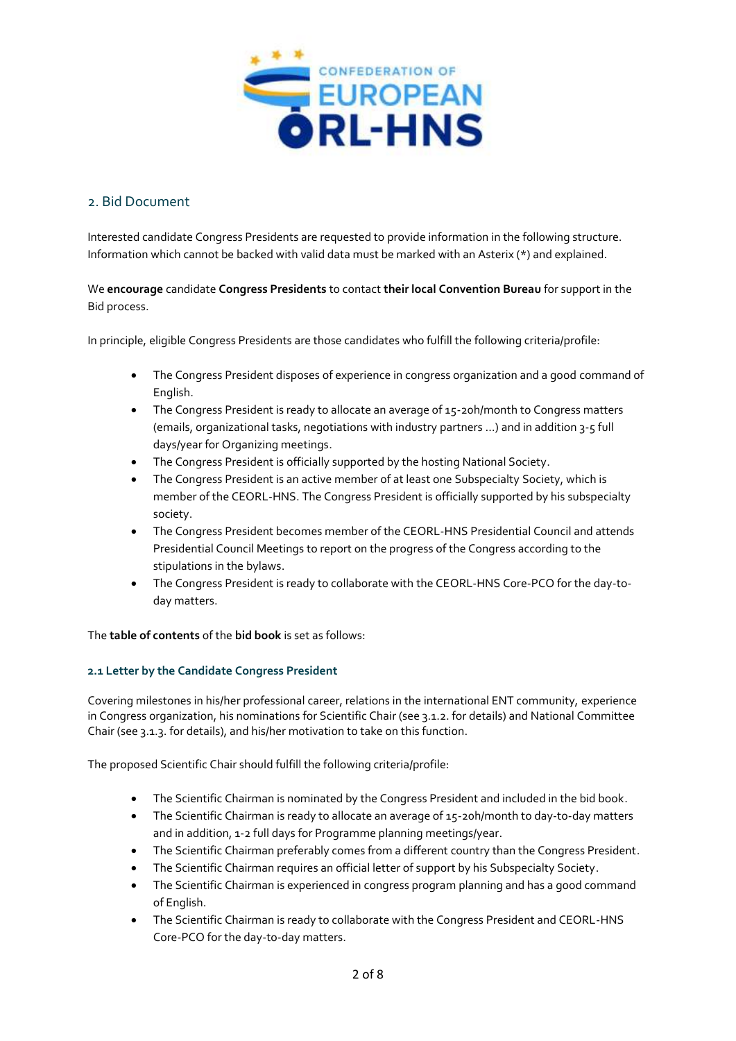## 2. Bid Document

Interested candidate Congress Presidents are requested to provide information in the following structure. Information which cannot be backed with valid data must be marked with an Asterix (*) and explained.

We **encourage** candidate **Congress Presidents** to contact **their local Convention Bureau** for support in the Bid process.

In principle, eligible Congress Presidents are those candidates who fulfill the following criteria/profile:

- The Congress President disposes of experience in congress organization and a good command of English.
- The Congress President is ready to allocate an average of 15-20h/month to Congress matters (emails, organizational tasks, negotiations with industry partners …) and in addition 3-5 full days/year for Organizing meetings.
- The Congress President is officially supported by the hosting National Society.
- The Congress President is an active member of at least one Subspecialty Society, which is member of the CEORL-HNS. The Congress President is officially supported by his subspecialty society.
- The Congress President becomes member of the CEORL-HNS Presidential Council and attends Presidential Council Meetings to report on the progress of the Congress according to the stipulations in the bylaws.
- The Congress President is ready to collaborate with the CEORL-HNS Core-PCO for the day-to-day matters.

The **table of contents** of the **bid book** is set as follows:

### 2.1 Letter by the Candidate Congress President

Covering milestones in his/her professional career, relations in the international ENT community, experience in Congress organization, his nominations for Scientific Chair (see 3.1.2. for details) and National Committee Chair (see 3.1.3. for details), and his/her motivation to take on this function.

The proposed Scientific Chair should fulfill the following criteria/profile:

- The Scientific Chairman is nominated by the Congress President and included in the bid book.
- The Scientific Chairman is ready to allocate an average of 15-20h/month to day-to-day matters and in addition, 1-2 full days for Programme planning meetings/year.
- The Scientific Chairman preferably comes from a different country than the Congress President.
- The Scientific Chairman requires an official letter of support by his Subspecialty Society.
- The Scientific Chairman is experienced in congress program planning and has a good command of English.
- The Scientific Chairman is ready to collaborate with the Congress President and CEORL-HNS Core-PCO for the day-to-day matters.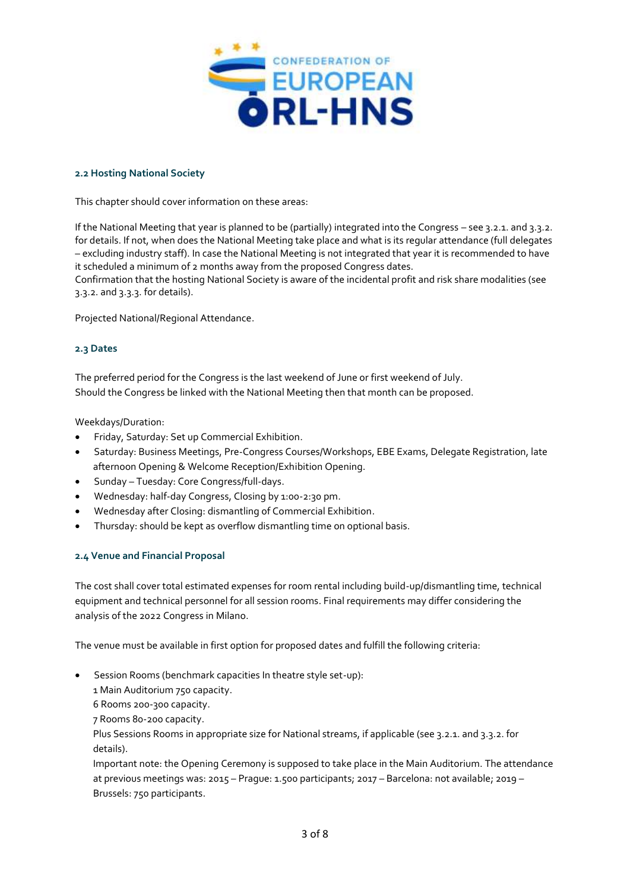### 2.2 Hosting National Society

This chapter should cover information on these areas:

If the National Meeting that year is planned to be (partially) integrated into the Congress – see 3.2.1. and 3.3.2. for details. If not, when does the National Meeting take place and what is its regular attendance (full delegates – excluding industry staff). In case the National Meeting is not integrated that year it is recommended to have it scheduled a minimum of 2 months away from the proposed Congress dates.
Confirmation that the hosting National Society is aware of the incidental profit and risk share modalities (see 3.3.2. and 3.3.3. for details).

Projected National/Regional Attendance.

### 2.3 Dates

The preferred period for the Congress is the last weekend of June or first weekend of July.
Should the Congress be linked with the National Meeting then that month can be proposed.

Weekdays/Duration:

- Friday, Saturday: Set up Commercial Exhibition.
- Saturday: Business Meetings, Pre-Congress Courses/Workshops, EBE Exams, Delegate Registration, late afternoon Opening & Welcome Reception/Exhibition Opening.
- Sunday – Tuesday: Core Congress/full-days.
- Wednesday: half-day Congress, Closing by 1:00-2:30 pm.
- Wednesday after Closing: dismantling of Commercial Exhibition.
- Thursday: should be kept as overflow dismantling time on optional basis.

### 2.4 Venue and Financial Proposal

The cost shall cover total estimated expenses for room rental including build-up/dismantling time, technical equipment and technical personnel for all session rooms. Final requirements may differ considering the analysis of the 2022 Congress in Milano.

The venue must be available in first option for proposed dates and fulfill the following criteria:

- Session Rooms (benchmark capacities In theatre style set-up):
  1 Main Auditorium 750 capacity.
  6 Rooms 200-300 capacity.
  7 Rooms 80-200 capacity.
  Plus Sessions Rooms in appropriate size for National streams, if applicable (see 3.2.1. and 3.3.2. for details).
  Important note: the Opening Ceremony is supposed to take place in the Main Auditorium. The attendance at previous meetings was: 2015 – Prague: 1.500 participants; 2017 – Barcelona: not available; 2019 – Brussels: 750 participants.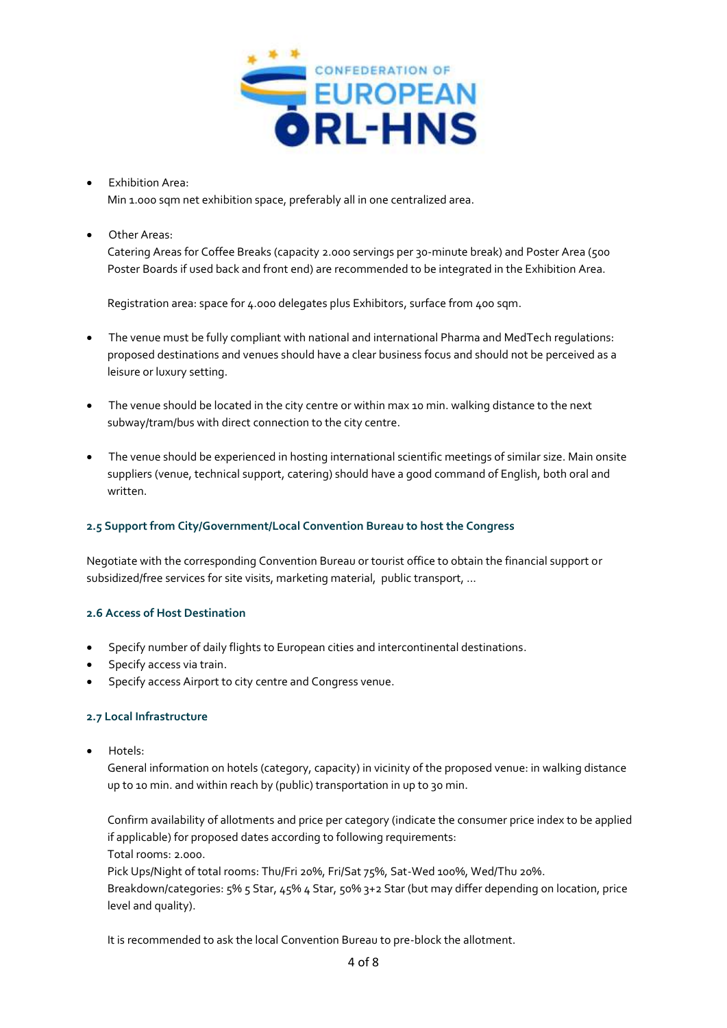- Exhibition Area:
  Min 1.000 sqm net exhibition space, preferably all in one centralized area.

- Other Areas:
  Catering Areas for Coffee Breaks (capacity 2.000 servings per 30-minute break) and Poster Area (500 Poster Boards if used back and front end) are recommended to be integrated in the Exhibition Area.

  Registration area: space for 4.000 delegates plus Exhibitors, surface from 400 sqm.

- The venue must be fully compliant with national and international Pharma and MedTech regulations: proposed destinations and venues should have a clear business focus and should not be perceived as a leisure or luxury setting.

- The venue should be located in the city centre or within max 10 min. walking distance to the next subway/tram/bus with direct connection to the city centre.

- The venue should be experienced in hosting international scientific meetings of similar size. Main onsite suppliers (venue, technical support, catering) should have a good command of English, both oral and written.

### 2.5 Support from City/Government/Local Convention Bureau to host the Congress

Negotiate with the corresponding Convention Bureau or tourist office to obtain the financial support or subsidized/free services for site visits, marketing material, public transport, ...

### 2.6 Access of Host Destination

- Specify number of daily flights to European cities and intercontinental destinations.
- Specify access via train.
- Specify access Airport to city centre and Congress venue.

### 2.7 Local Infrastructure

- Hotels:
  General information on hotels (category, capacity) in vicinity of the proposed venue: in walking distance up to 10 min. and within reach by (public) transportation in up to 30 min.

  Confirm availability of allotments and price per category (indicate the consumer price index to be applied if applicable) for proposed dates according to following requirements:
  Total rooms: 2.000.
  Pick Ups/Night of total rooms: Thu/Fri 20%, Fri/Sat 75%, Sat-Wed 100%, Wed/Thu 20%.
  Breakdown/categories: 5% 5 Star, 45% 4 Star, 50% 3+2 Star (but may differ depending on location, price level and quality).

  It is recommended to ask the local Convention Bureau to pre-block the allotment.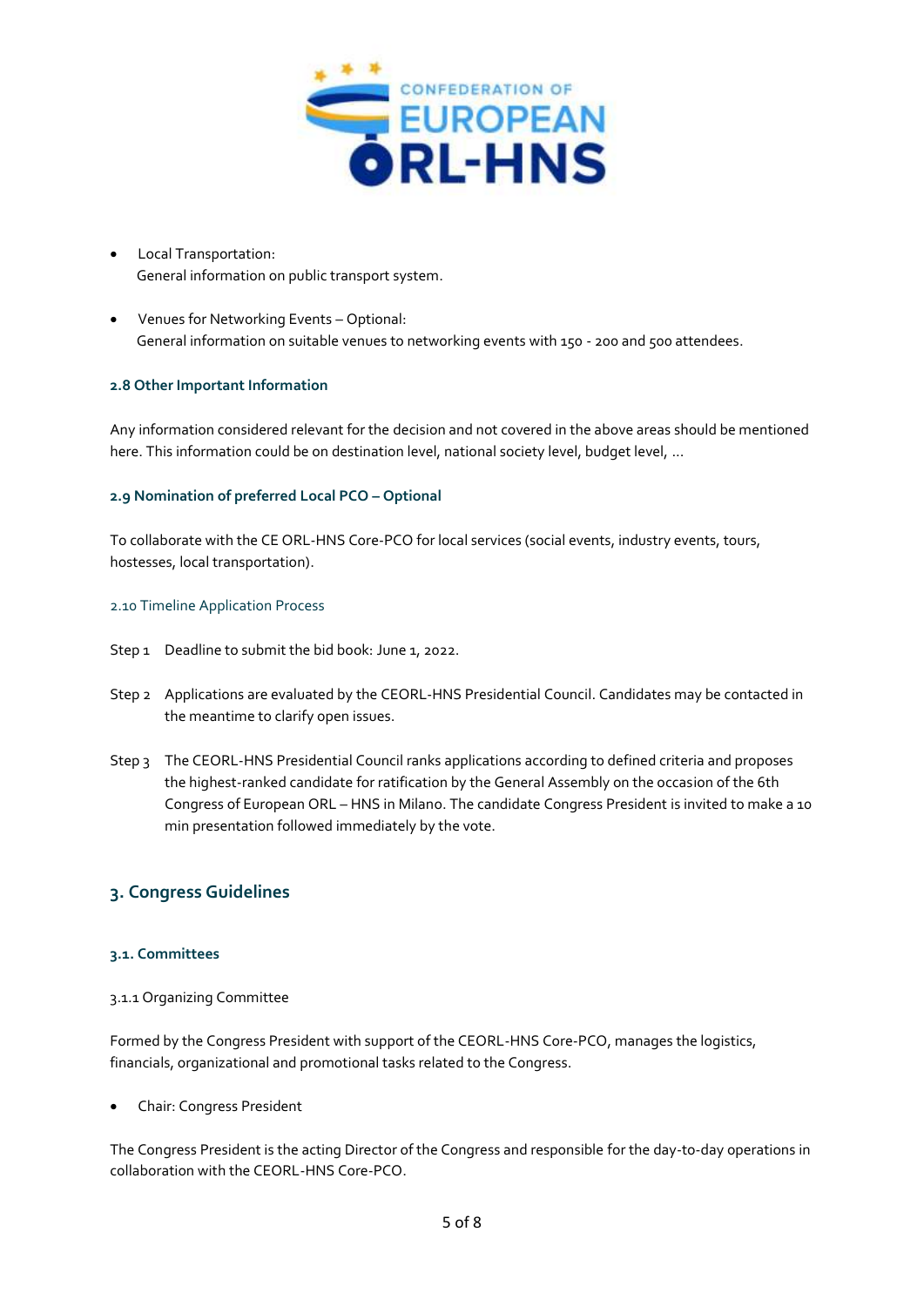- Local Transportation:
  General information on public transport system.

- Venues for Networking Events – Optional:
  General information on suitable venues to networking events with 150 - 200 and 500 attendees.

#### 2.8 Other Important Information

Any information considered relevant for the decision and not covered in the above areas should be mentioned here. This information could be on destination level, national society level, budget level, …

#### 2.9 Nomination of preferred Local PCO – Optional

To collaborate with the CE ORL-HNS Core-PCO for local services (social events, industry events, tours, hostesses, local transportation).

#### 2.10 Timeline Application Process

Step 1 Deadline to submit the bid book: June 1, 2022.

Step 2 Applications are evaluated by the CEORL-HNS Presidential Council. Candidates may be contacted in the meantime to clarify open issues.

Step 3 The CEORL-HNS Presidential Council ranks applications according to defined criteria and proposes the highest-ranked candidate for ratification by the General Assembly on the occasion of the 6th Congress of European ORL – HNS in Milano. The candidate Congress President is invited to make a 10 min presentation followed immediately by the vote.

## 3. Congress Guidelines

#### 3.1. Committees

3.1.1 Organizing Committee

Formed by the Congress President with support of the CEORL-HNS Core-PCO, manages the logistics, financials, organizational and promotional tasks related to the Congress.

- Chair: Congress President

The Congress President is the acting Director of the Congress and responsible for the day-to-day operations in collaboration with the CEORL-HNS Core-PCO.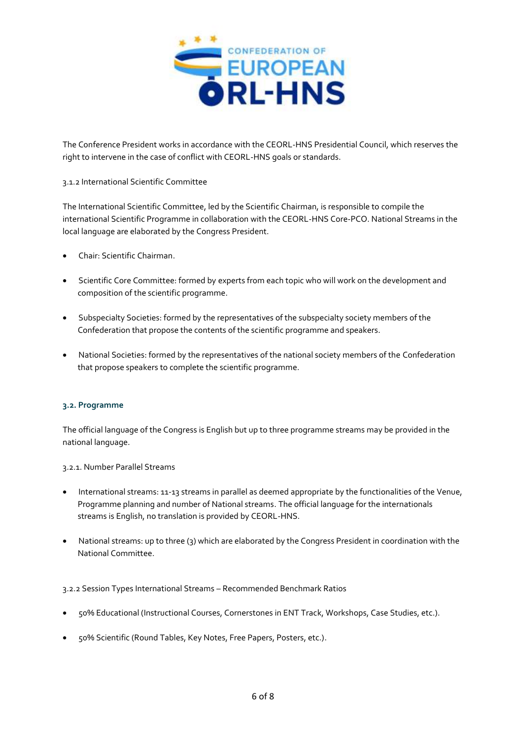The Conference President works in accordance with the CEORL-HNS Presidential Council, which reserves the right to intervene in the case of conflict with CEORL-HNS goals or standards.

3.1.2 International Scientific Committee

The International Scientific Committee, led by the Scientific Chairman, is responsible to compile the international Scientific Programme in collaboration with the CEORL-HNS Core-PCO. National Streams in the local language are elaborated by the Congress President.

- Chair: Scientific Chairman.
- Scientific Core Committee: formed by experts from each topic who will work on the development and composition of the scientific programme.
- Subspecialty Societies: formed by the representatives of the subspecialty society members of the Confederation that propose the contents of the scientific programme and speakers.
- National Societies: formed by the representatives of the national society members of the Confederation that propose speakers to complete the scientific programme.

### 3.2. Programme

The official language of the Congress is English but up to three programme streams may be provided in the national language.

3.2.1. Number Parallel Streams

- International streams: 11-13 streams in parallel as deemed appropriate by the functionalities of the Venue, Programme planning and number of National streams. The official language for the internationals streams is English, no translation is provided by CEORL-HNS.
- National streams: up to three (3) which are elaborated by the Congress President in coordination with the National Committee.

3.2.2 Session Types International Streams – Recommended Benchmark Ratios

- 50% Educational (Instructional Courses, Cornerstones in ENT Track, Workshops, Case Studies, etc.).
- 50% Scientific (Round Tables, Key Notes, Free Papers, Posters, etc.).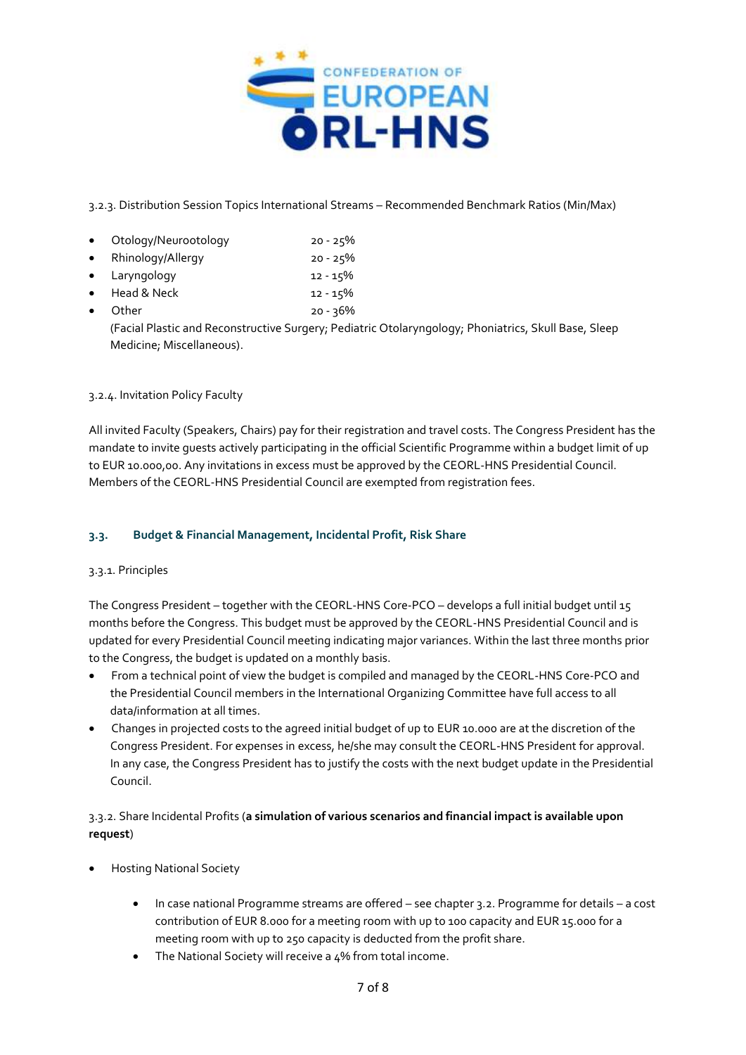3.2.3. Distribution Session Topics International Streams – Recommended Benchmark Ratios (Min/Max)

- Otology/Neurootology 20 - 25%
- Rhinology/Allergy 20 - 25%
- Laryngology 12 - 15%
- Head & Neck 12 - 15%
- Other 20 - 36%
  (Facial Plastic and Reconstructive Surgery; Pediatric Otolaryngology; Phoniatrics, Skull Base, Sleep Medicine; Miscellaneous).

3.2.4. Invitation Policy Faculty

All invited Faculty (Speakers, Chairs) pay for their registration and travel costs. The Congress President has the mandate to invite guests actively participating in the official Scientific Programme within a budget limit of up to EUR 10.000,00. Any invitations in excess must be approved by the CEORL-HNS Presidential Council. Members of the CEORL-HNS Presidential Council are exempted from registration fees.

### 3.3. Budget & Financial Management, Incidental Profit, Risk Share

3.3.1. Principles

The Congress President – together with the CEORL-HNS Core-PCO – develops a full initial budget until 15 months before the Congress. This budget must be approved by the CEORL-HNS Presidential Council and is updated for every Presidential Council meeting indicating major variances. Within the last three months prior to the Congress, the budget is updated on a monthly basis.

- From a technical point of view the budget is compiled and managed by the CEORL-HNS Core-PCO and the Presidential Council members in the International Organizing Committee have full access to all data/information at all times.
- Changes in projected costs to the agreed initial budget of up to EUR 10.000 are at the discretion of the Congress President. For expenses in excess, he/she may consult the CEORL-HNS President for approval. In any case, the Congress President has to justify the costs with the next budget update in the Presidential Council.

3.3.2. Share Incidental Profits (**a simulation of various scenarios and financial impact is available upon request**)

- Hosting National Society
  - In case national Programme streams are offered – see chapter 3.2. Programme for details – a cost contribution of EUR 8.000 for a meeting room with up to 100 capacity and EUR 15.000 for a meeting room with up to 250 capacity is deducted from the profit share.
  - The National Society will receive a 4% from total income.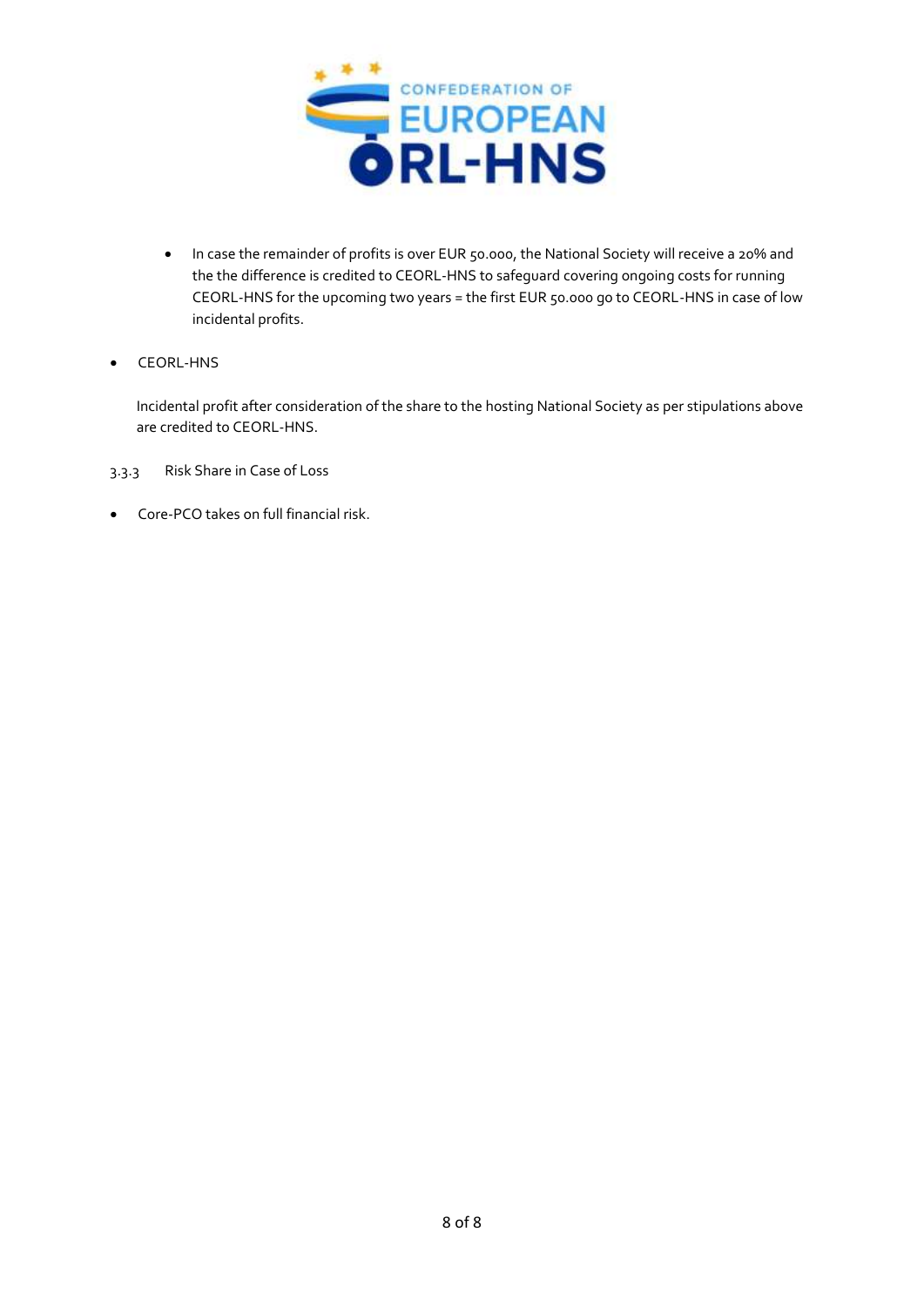- In case the remainder of profits is over EUR 50.000, the National Society will receive a 20% and the the difference is credited to CEORL-HNS to safeguard covering ongoing costs for running CEORL-HNS for the upcoming two years = the first EUR 50.000 go to CEORL-HNS in case of low incidental profits.

- CEORL-HNS

  Incidental profit after consideration of the share to the hosting National Society as per stipulations above are credited to CEORL-HNS.

3.3.3 Risk Share in Case of Loss

- Core-PCO takes on full financial risk.